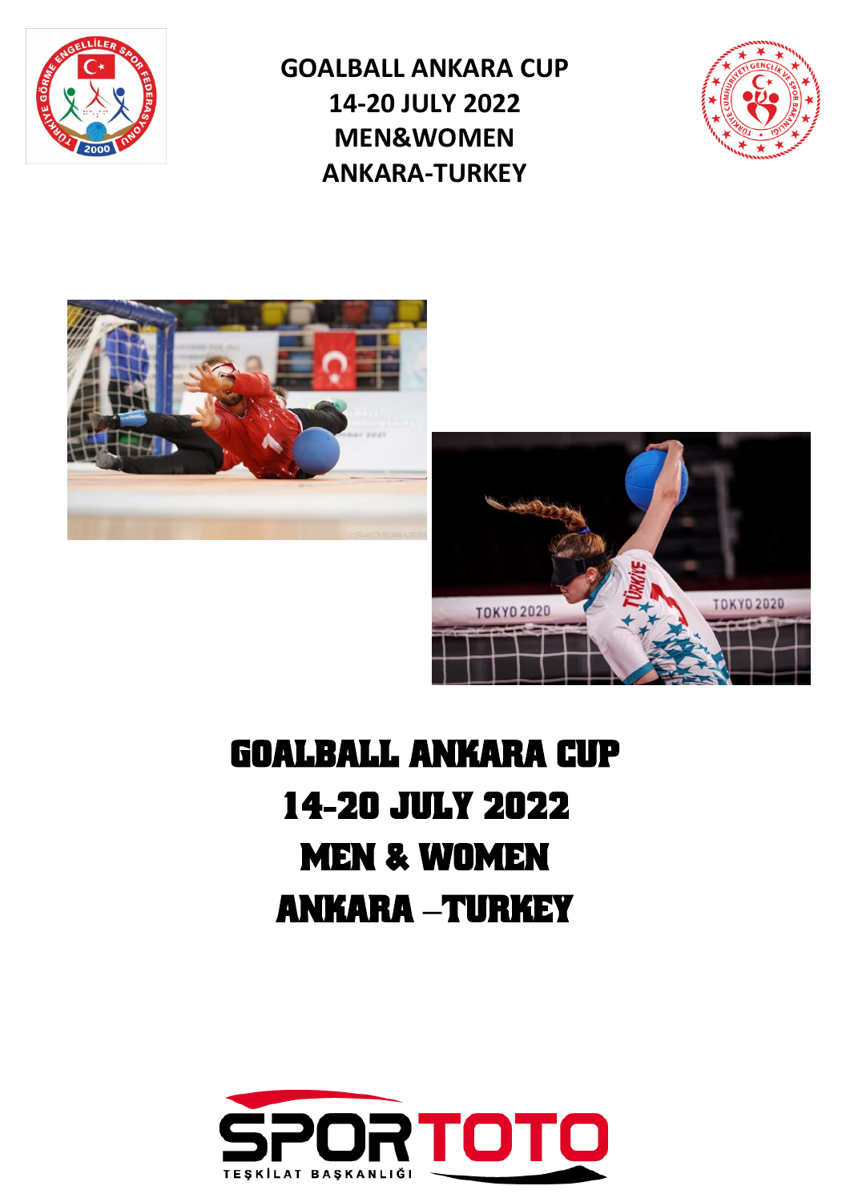# GOALBALL ANKARA CUP
# 14-20 JULY 2022
# MEN&WOMEN
# ANKARA-TURKEY

# GOALBALL ANKARA CUP
# 14-20 JULY 2022
# MEN & WOMEN
# ANKARA –TURKEY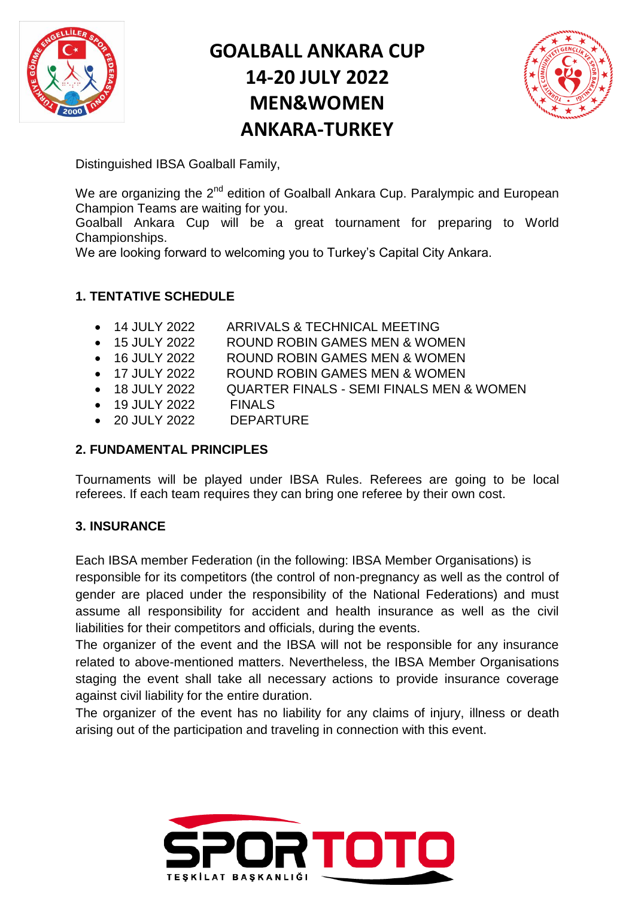# GOALBALL ANKARA CUP
# 14-20 JULY 2022
# MEN&WOMEN
# ANKARA-TURKEY

Distinguished IBSA Goalball Family,

We are organizing the 2nd edition of Goalball Ankara Cup. Paralympic and European Champion Teams are waiting for you.
Goalball Ankara Cup will be a great tournament for preparing to World Championships.
We are looking forward to welcoming you to Turkey's Capital City Ankara.

## 1. TENTATIVE SCHEDULE

- 14 JULY 2022 ARRIVALS & TECHNICAL MEETING
- 15 JULY 2022 ROUND ROBIN GAMES MEN & WOMEN
- 16 JULY 2022 ROUND ROBIN GAMES MEN & WOMEN
- 17 JULY 2022 ROUND ROBIN GAMES MEN & WOMEN
- 18 JULY 2022 QUARTER FINALS - SEMI FINALS MEN & WOMEN
- 19 JULY 2022 FINALS
- 20 JULY 2022 DEPARTURE

## 2. FUNDAMENTAL PRINCIPLES

Tournaments will be played under IBSA Rules. Referees are going to be local referees. If each team requires they can bring one referee by their own cost.

## 3. INSURANCE

Each IBSA member Federation (in the following: IBSA Member Organisations) is responsible for its competitors (the control of non-pregnancy as well as the control of gender are placed under the responsibility of the National Federations) and must assume all responsibility for accident and health insurance as well as the civil liabilities for their competitors and officials, during the events.
The organizer of the event and the IBSA will not be responsible for any insurance related to above-mentioned matters. Nevertheless, the IBSA Member Organisations staging the event shall take all necessary actions to provide insurance coverage against civil liability for the entire duration.
The organizer of the event has no liability for any claims of injury, illness or death arising out of the participation and traveling in connection with this event.

SPORTOTO TEŞKİLAT BAŞKANLIĞI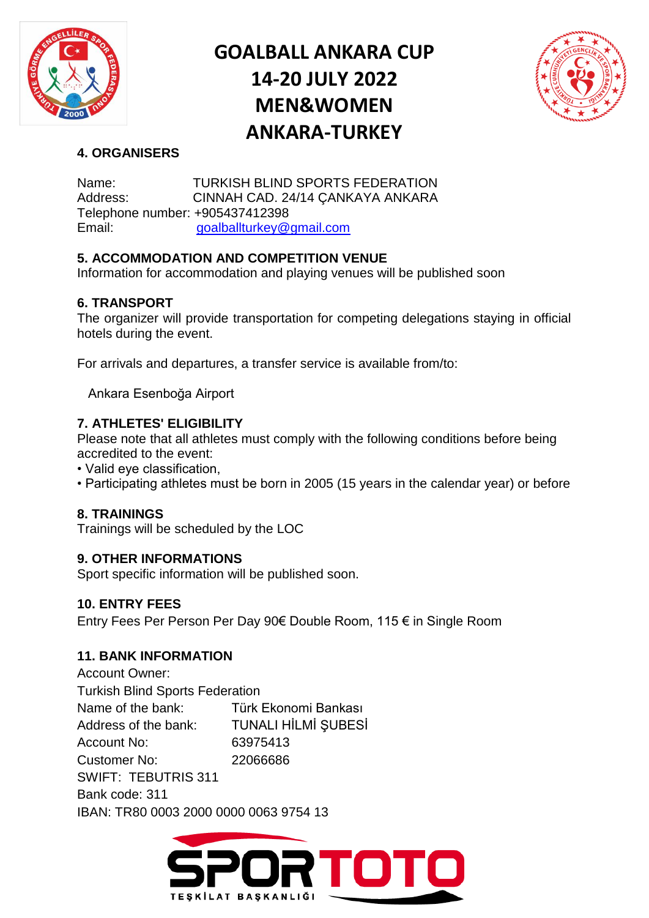# GOALBALL ANKARA CUP
# 14-20 JULY 2022
# MEN&WOMEN
# ANKARA-TURKEY

**4. ORGANISERS**

Name: TURKISH BLIND SPORTS FEDERATION
Address: CINNAH CAD. 24/14 ÇANKAYA ANKARA
Telephone number: +905437412398
Email: goalballturkey@gmail.com

**5. ACCOMMODATION AND COMPETITION VENUE**
Information for accommodation and playing venues will be published soon

**6. TRANSPORT**
The organizer will provide transportation for competing delegations staying in official hotels during the event.

For arrivals and departures, a transfer service is available from/to:

Ankara Esenboğa Airport

**7. ATHLETES' ELIGIBILITY**
Please note that all athletes must comply with the following conditions before being accredited to the event:

- Valid eye classification,
- Participating athletes must be born in 2005 (15 years in the calendar year) or before

**8. TRAININGS**
Trainings will be scheduled by the LOC

**9. OTHER INFORMATIONS**
Sport specific information will be published soon.

**10. ENTRY FEES**
Entry Fees Per Person Per Day 90€ Double Room, 115 € in Single Room

**11. BANK INFORMATION**
Account Owner:
Turkish Blind Sports Federation
Name of the bank: Türk Ekonomi Bankası
Address of the bank: TUNALI HİLMİ ŞUBESİ
Account No: 63975413
Customer No: 22066686
SWIFT: TEBUTRIS 311
Bank code: 311
IBAN: TR80 0003 2000 0000 0063 9754 13

SPORTOTO
TEŞKİLAT BAŞKANLIĞI